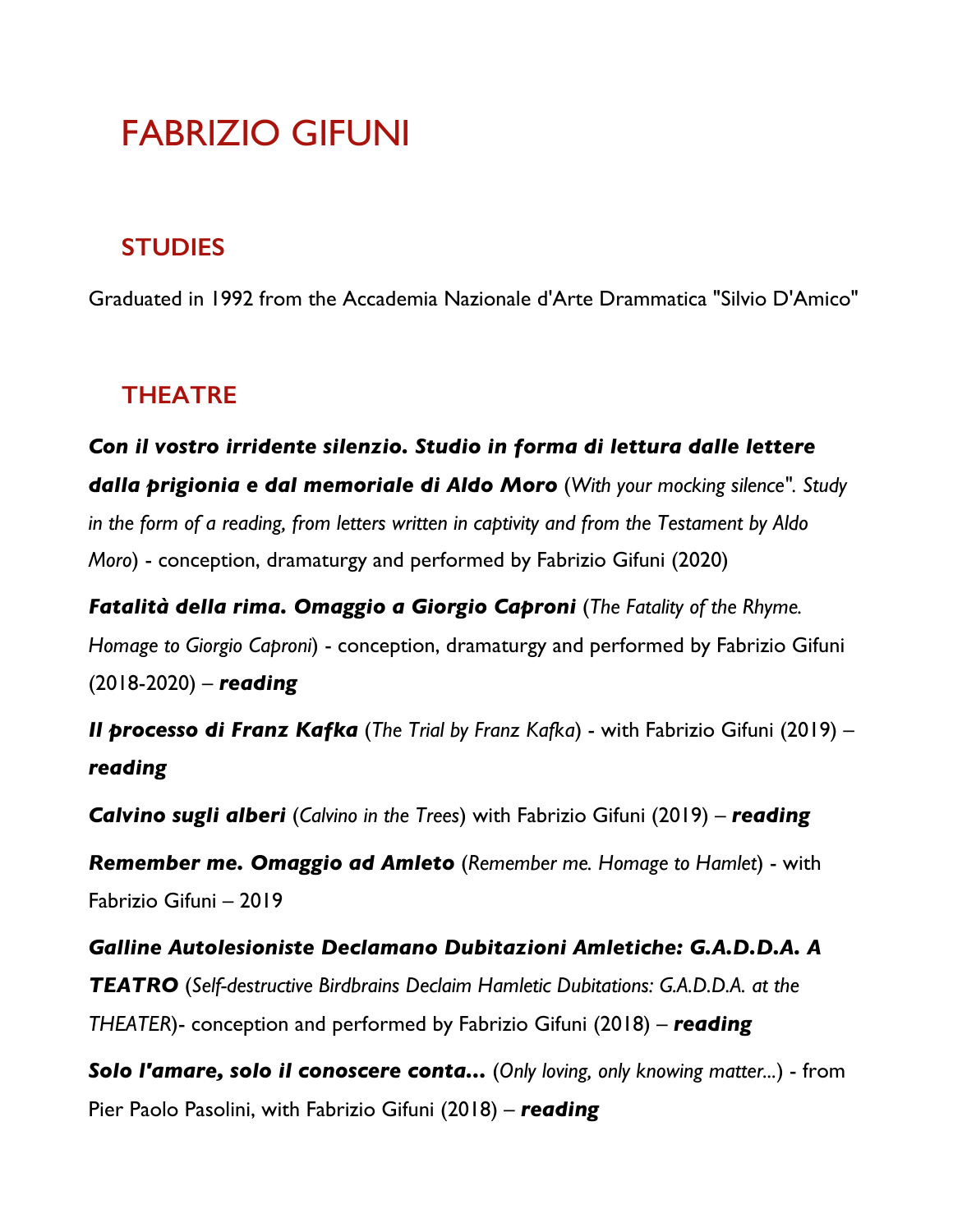# FABRIZIO GIFUNI

## STUDIES

Graduated in 1992 from the Accademia Nazionale d'Arte Drammatica "Silvio D'Amico"

## THEATRE

***Con il vostro irridente silenzio. Studio in forma di lettura dalle lettere dalla prigionia e dal memoriale di Aldo Moro*** (*With your mocking silence". Study in the form of a reading, from letters written in captivity and from the Testament by Aldo Moro*) - conception, dramaturgy and performed by Fabrizio Gifuni (2020)

***Fatalità della rima. Omaggio a Giorgio Caproni*** (*The Fatality of the Rhyme. Homage to Giorgio Caproni*) - conception, dramaturgy and performed by Fabrizio Gifuni (2018-2020) – ***reading***

***Il processo di Franz Kafka*** (*The Trial by Franz Kafka*) - with Fabrizio Gifuni (2019) – ***reading***

***Calvino sugli alberi*** (*Calvino in the Trees*) with Fabrizio Gifuni (2019) – ***reading***

***Remember me. Omaggio ad Amleto*** (*Remember me. Homage to Hamlet*) - with Fabrizio Gifuni – 2019

***Galline Autolesioniste Declamano Dubitazioni Amletiche: G.A.D.D.A. A TEATRO*** (*Self-destructive Birdbrains Declaim Hamletic Dubitations: G.A.D.D.A. at the THEATER*)- conception and performed by Fabrizio Gifuni (2018) – ***reading***

***Solo l'amare, solo il conoscere conta...*** (*Only loving, only knowing matter...*) - from Pier Paolo Pasolini, with Fabrizio Gifuni (2018) – ***reading***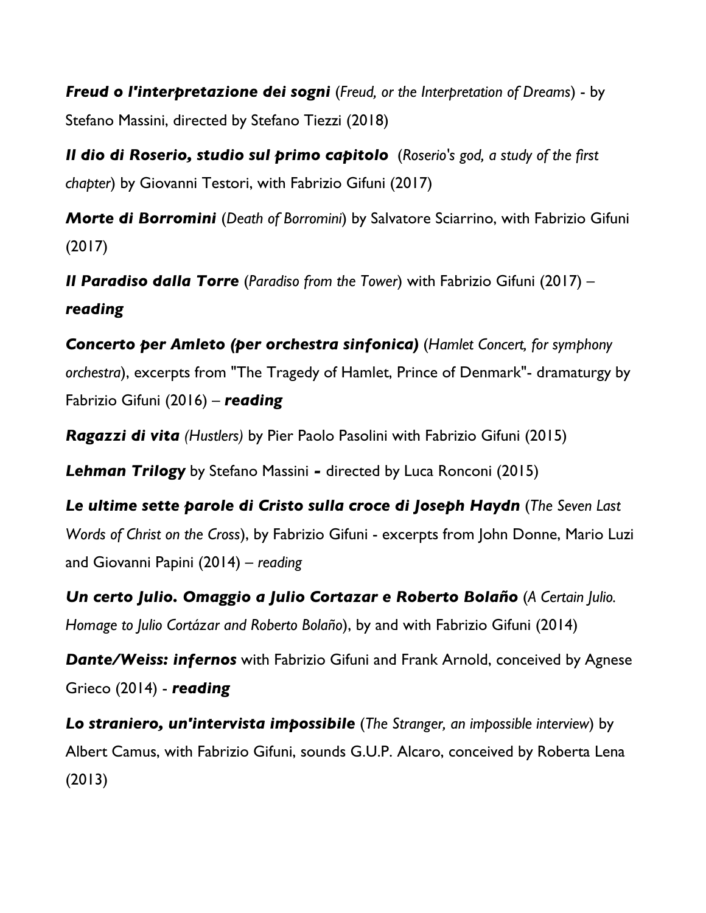***Freud o l'interpretazione dei sogni*** (*Freud, or the Interpretation of Dreams*) - by Stefano Massini, directed by Stefano Tiezzi (2018)

***Il dio di Roserio, studio sul primo capitolo*** (*Roserio's god, a study of the first chapter*) by Giovanni Testori, with Fabrizio Gifuni (2017)

***Morte di Borromini*** (*Death of Borromini*) by Salvatore Sciarrino, with Fabrizio Gifuni (2017)

***Il Paradiso dalla Torre*** (*Paradiso from the Tower*) with Fabrizio Gifuni (2017) – ***reading***

***Concerto per Amleto (per orchestra sinfonica)*** (*Hamlet Concert, for symphony orchestra*), excerpts from "The Tragedy of Hamlet, Prince of Denmark"- dramaturgy by Fabrizio Gifuni (2016) – ***reading***

***Ragazzi di vita*** *(Hustlers)* by Pier Paolo Pasolini with Fabrizio Gifuni (2015)

***Lehman Trilogy*** by Stefano Massini **-** directed by Luca Ronconi (2015)

***Le ultime sette parole di Cristo sulla croce di Joseph Haydn*** (*The Seven Last Words of Christ on the Cross*), by Fabrizio Gifuni - excerpts from John Donne, Mario Luzi and Giovanni Papini (2014) – *reading*

***Un certo Julio. Omaggio a Julio Cortazar e Roberto Bolaño*** (*A Certain Julio. Homage to Julio Cortázar and Roberto Bolaño*), by and with Fabrizio Gifuni (2014)

***Dante/Weiss: infernos*** with Fabrizio Gifuni and Frank Arnold, conceived by Agnese Grieco (2014) - ***reading***

***Lo straniero, un'intervista impossibile*** (*The Stranger, an impossible interview*) by Albert Camus, with Fabrizio Gifuni, sounds G.U.P. Alcaro, conceived by Roberta Lena (2013)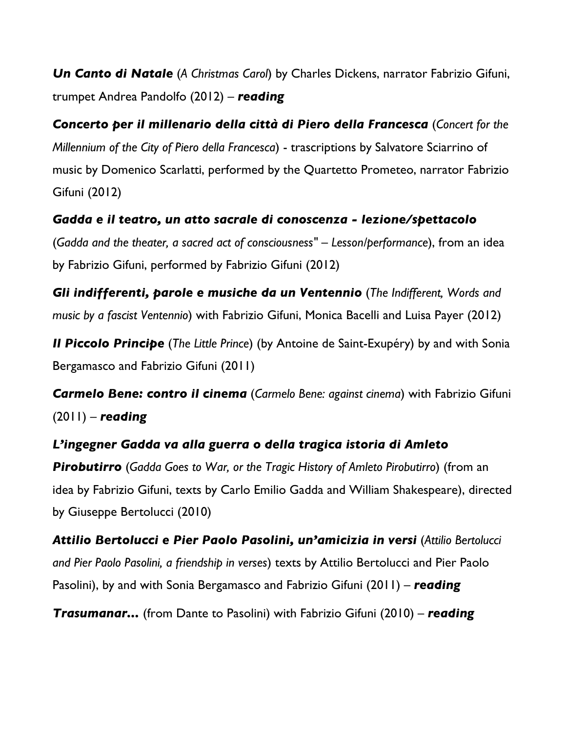***Un Canto di Natale*** (*A Christmas Carol*) by Charles Dickens, narrator Fabrizio Gifuni, trumpet Andrea Pandolfo (2012) – ***reading***

***Concerto per il millenario della città di Piero della Francesca*** (*Concert for the Millennium of the City of Piero della Francesca*) - trascriptions by Salvatore Sciarrino of music by Domenico Scarlatti, performed by the Quartetto Prometeo, narrator Fabrizio Gifuni (2012)

***Gadda e il teatro, un atto sacrale di conoscenza - lezione/spettacolo*** (*Gadda and the theater, a sacred act of consciousness" – Lesson/performance*), from an idea by Fabrizio Gifuni, performed by Fabrizio Gifuni (2012)

***Gli indifferenti, parole e musiche da un Ventennio*** (*The Indifferent, Words and music by a fascist Ventennio*) with Fabrizio Gifuni, Monica Bacelli and Luisa Payer (2012)

***Il Piccolo Principe*** (*The Little Prince*) (by Antoine de Saint-Exupéry) by and with Sonia Bergamasco and Fabrizio Gifuni (2011)

***Carmelo Bene: contro il cinema*** (*Carmelo Bene: against cinema*) with Fabrizio Gifuni (2011) – ***reading***

***L'ingegner Gadda va alla guerra o della tragica istoria di Amleto Pirobutirro*** (*Gadda Goes to War, or the Tragic History of Amleto Pirobutirro*) (from an idea by Fabrizio Gifuni, texts by Carlo Emilio Gadda and William Shakespeare), directed by Giuseppe Bertolucci (2010)

***Attilio Bertolucci e Pier Paolo Pasolini, un'amicizia in versi*** (*Attilio Bertolucci and Pier Paolo Pasolini, a friendship in verses*) texts by Attilio Bertolucci and Pier Paolo Pasolini), by and with Sonia Bergamasco and Fabrizio Gifuni (2011) – ***reading***

***Trasumanar...*** (from Dante to Pasolini) with Fabrizio Gifuni (2010) – ***reading***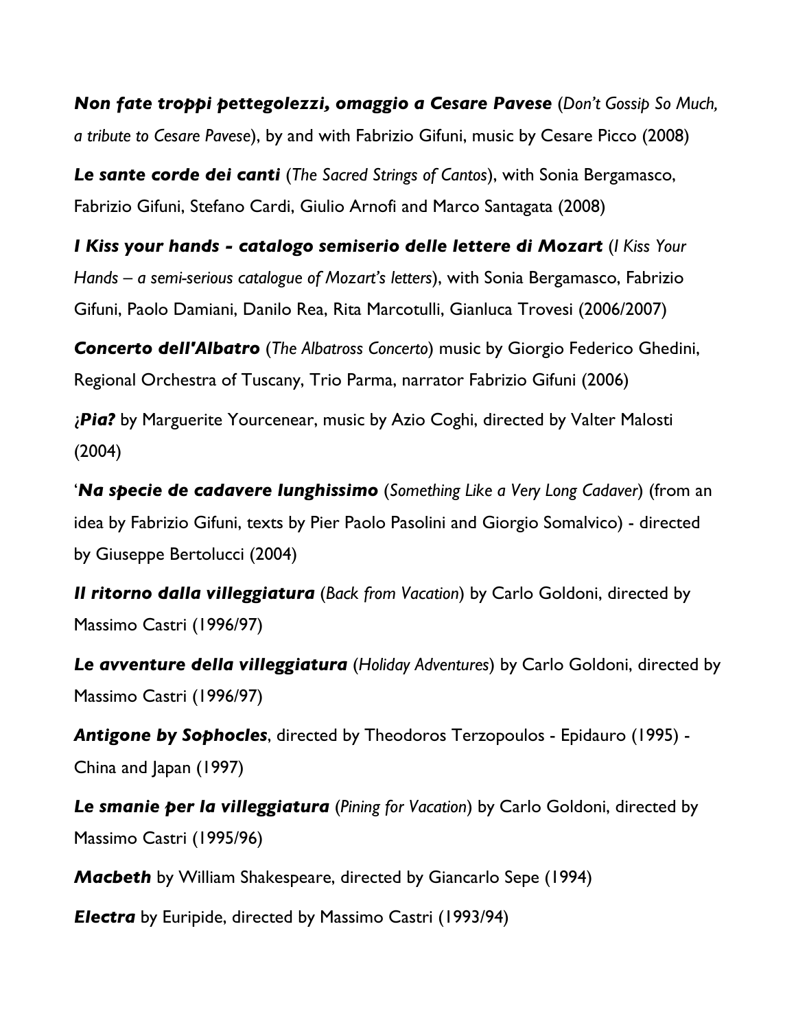***Non fate troppi pettegolezzi, omaggio a Cesare Pavese*** (*Don't Gossip So Much, a tribute to Cesare Pavese*), by and with Fabrizio Gifuni, music by Cesare Picco (2008)

***Le sante corde dei canti*** (*The Sacred Strings of Cantos*), with Sonia Bergamasco, Fabrizio Gifuni, Stefano Cardi, Giulio Arnofi and Marco Santagata (2008)

***I Kiss your hands - catalogo semiserio delle lettere di Mozart*** (*I Kiss Your Hands – a semi-serious catalogue of Mozart's letters*), with Sonia Bergamasco, Fabrizio Gifuni, Paolo Damiani, Danilo Rea, Rita Marcotulli, Gianluca Trovesi (2006/2007)

***Concerto dell'Albatro*** (*The Albatross Concerto*) music by Giorgio Federico Ghedini, Regional Orchestra of Tuscany, Trio Parma, narrator Fabrizio Gifuni (2006)

***¿Pia?*** by Marguerite Yourcenear, music by Azio Coghi, directed by Valter Malosti (2004)

'***Na specie de cadavere lunghissimo*** (*Something Like a Very Long Cadaver*) (from an idea by Fabrizio Gifuni, texts by Pier Paolo Pasolini and Giorgio Somalvico) - directed by Giuseppe Bertolucci (2004)

***Il ritorno dalla villeggiatura*** (*Back from Vacation*) by Carlo Goldoni, directed by Massimo Castri (1996/97)

***Le avventure della villeggiatura*** (*Holiday Adventures*) by Carlo Goldoni, directed by Massimo Castri (1996/97)

***Antigone by Sophocles***, directed by Theodoros Terzopoulos - Epidauro (1995) - China and Japan (1997)

***Le smanie per la villeggiatura*** (*Pining for Vacation*) by Carlo Goldoni, directed by Massimo Castri (1995/96)

***Macbeth*** by William Shakespeare, directed by Giancarlo Sepe (1994)

***Electra*** by Euripide, directed by Massimo Castri (1993/94)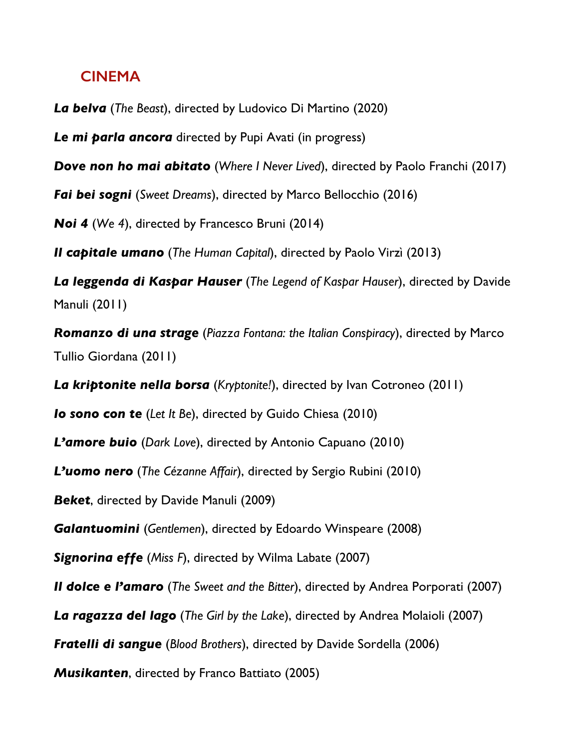## CINEMA

***La belva*** (*The Beast*), directed by Ludovico Di Martino (2020)

***Le mi parla ancora*** directed by Pupi Avati (in progress)

***Dove non ho mai abitato*** (*Where I Never Lived*), directed by Paolo Franchi (2017)

***Fai bei sogni*** (*Sweet Dreams*), directed by Marco Bellocchio (2016)

***Noi 4*** (*We 4*), directed by Francesco Bruni (2014)

***Il capitale umano*** (*The Human Capital*), directed by Paolo Virzì (2013)

***La leggenda di Kaspar Hauser*** (*The Legend of Kaspar Hauser*), directed by Davide Manuli (2011)

***Romanzo di una strage*** (*Piazza Fontana: the Italian Conspiracy*), directed by Marco Tullio Giordana (2011)

***La kriptonite nella borsa*** (*Kryptonite!*), directed by Ivan Cotroneo (2011)

***Io sono con te*** (*Let It Be*), directed by Guido Chiesa (2010)

***L'amore buio*** (*Dark Love*), directed by Antonio Capuano (2010)

***L'uomo nero*** (*The Cézanne Affair*), directed by Sergio Rubini (2010)

***Beket***, directed by Davide Manuli (2009)

***Galantuomini*** (*Gentlemen*), directed by Edoardo Winspeare (2008)

***Signorina effe*** (*Miss F*), directed by Wilma Labate (2007)

***Il dolce e l'amaro*** (*The Sweet and the Bitter*), directed by Andrea Porporati (2007)

***La ragazza del lago*** (*The Girl by the Lake*), directed by Andrea Molaioli (2007)

***Fratelli di sangue*** (*Blood Brothers*), directed by Davide Sordella (2006)

***Musikanten***, directed by Franco Battiato (2005)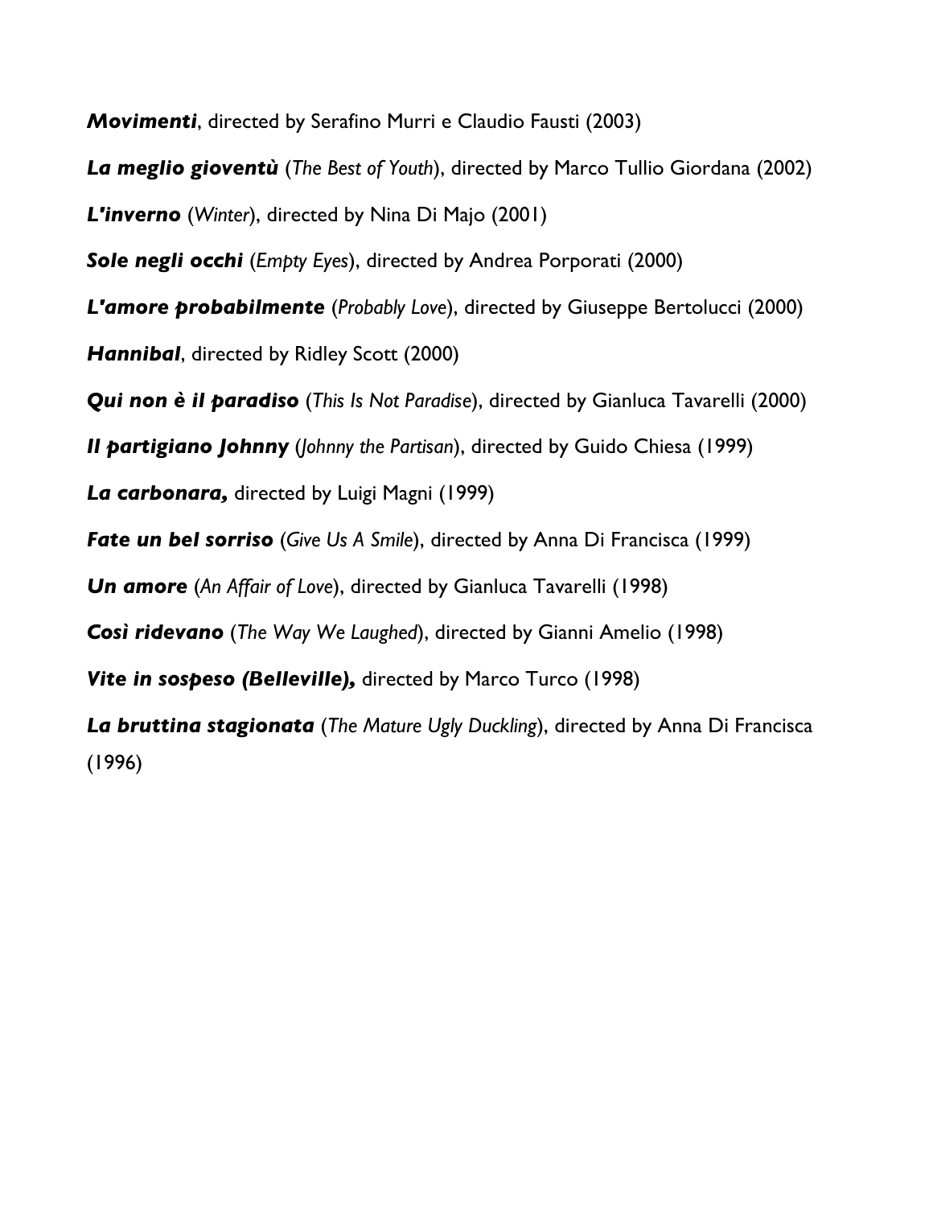***Movimenti***, directed by Serafino Murri e Claudio Fausti (2003)

***La meglio gioventù*** (*The Best of Youth*), directed by Marco Tullio Giordana (2002)

***L'inverno*** (*Winter*), directed by Nina Di Majo (2001)

***Sole negli occhi*** (*Empty Eyes*), directed by Andrea Porporati (2000)

***L'amore probabilmente*** (*Probably Love*), directed by Giuseppe Bertolucci (2000)

***Hannibal***, directed by Ridley Scott (2000)

***Qui non è il paradiso*** (*This Is Not Paradise*), directed by Gianluca Tavarelli (2000)

***Il partigiano Johnny*** (*Johnny the Partisan*), directed by Guido Chiesa (1999)

***La carbonara,*** directed by Luigi Magni (1999)

***Fate un bel sorriso*** (*Give Us A Smile*), directed by Anna Di Francisca (1999)

***Un amore*** (*An Affair of Love*), directed by Gianluca Tavarelli (1998)

***Così ridevano*** (*The Way We Laughed*), directed by Gianni Amelio (1998)

***Vite in sospeso (Belleville),*** directed by Marco Turco (1998)

***La bruttina stagionata*** (*The Mature Ugly Duckling*), directed by Anna Di Francisca (1996)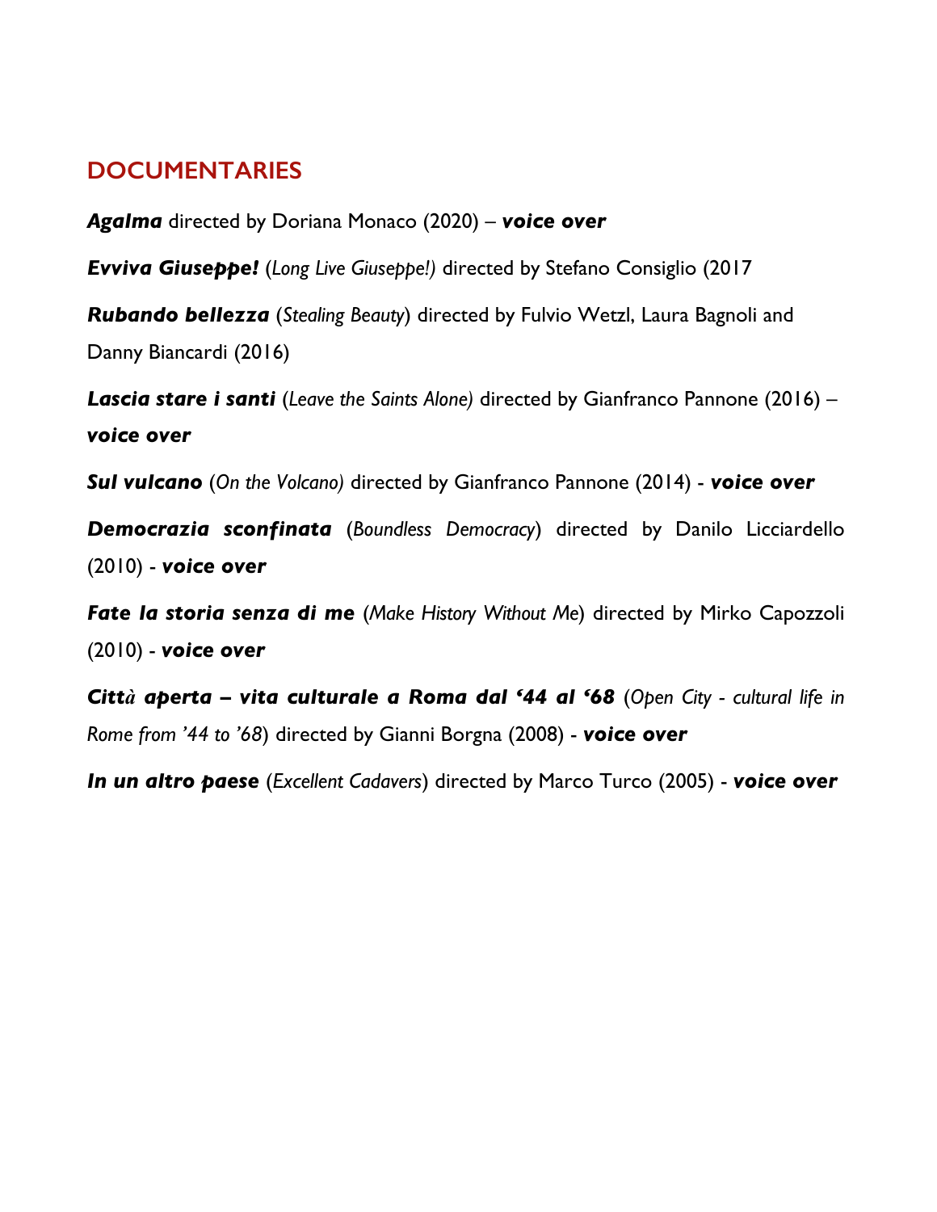## DOCUMENTARIES

***Agalma*** directed by Doriana Monaco (2020) – ***voice over***

***Evviva Giuseppe!*** (*Long Live Giuseppe!)* directed by Stefano Consiglio (2017

***Rubando bellezza*** (*Stealing Beauty*) directed by Fulvio Wetzl, Laura Bagnoli and Danny Biancardi (2016)

***Lascia stare i santi*** (*Leave the Saints Alone)* directed by Gianfranco Pannone (2016) – ***voice over***

***Sul vulcano*** (*On the Volcano)* directed by Gianfranco Pannone (2014) - ***voice over***

***Democrazia sconfinata*** (*Boundless Democracy*) directed by Danilo Licciardello (2010) - ***voice over***

***Fate la storia senza di me*** (*Make History Without Me*) directed by Mirko Capozzoli (2010) - ***voice over***

***Città aperta – vita culturale a Roma dal '44 al '68*** (*Open City - cultural life in Rome from '44 to '68*) directed by Gianni Borgna (2008) - ***voice over***

***In un altro paese*** (*Excellent Cadavers*) directed by Marco Turco (2005) - ***voice over***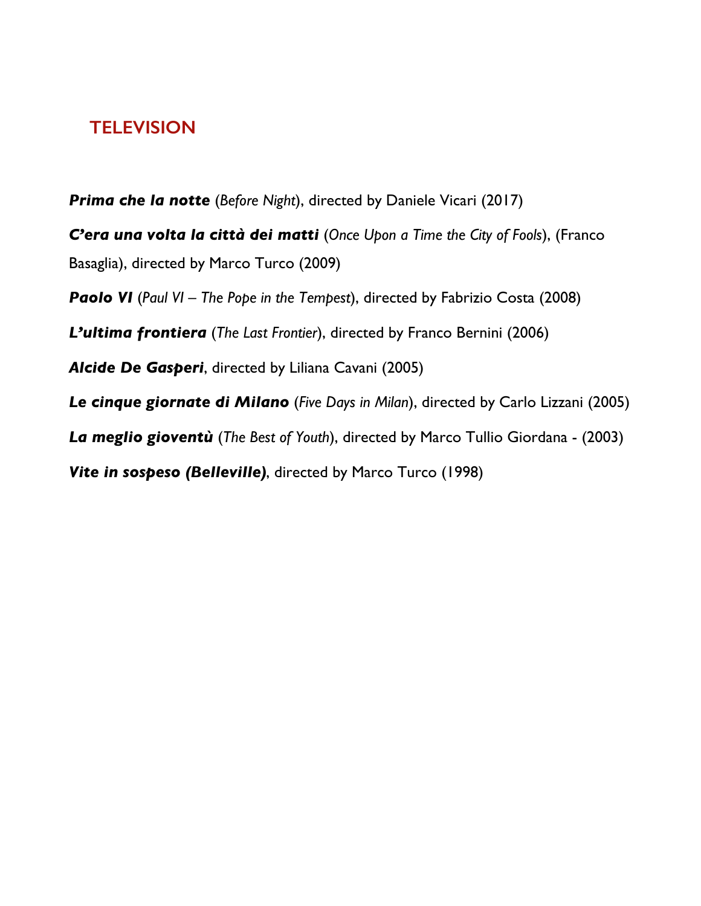## TELEVISION

***Prima che la notte*** (*Before Night*), directed by Daniele Vicari (2017)

***C'era una volta la città dei matti*** (*Once Upon a Time the City of Fools*), (Franco Basaglia), directed by Marco Turco (2009)

***Paolo VI*** (*Paul VI – The Pope in the Tempest*), directed by Fabrizio Costa (2008)

***L'ultima frontiera*** (*The Last Frontier*), directed by Franco Bernini (2006)

***Alcide De Gasperi***, directed by Liliana Cavani (2005)

***Le cinque giornate di Milano*** (*Five Days in Milan*), directed by Carlo Lizzani (2005)

***La meglio gioventù*** (*The Best of Youth*), directed by Marco Tullio Giordana - (2003)

***Vite in sospeso (Belleville)***, directed by Marco Turco (1998)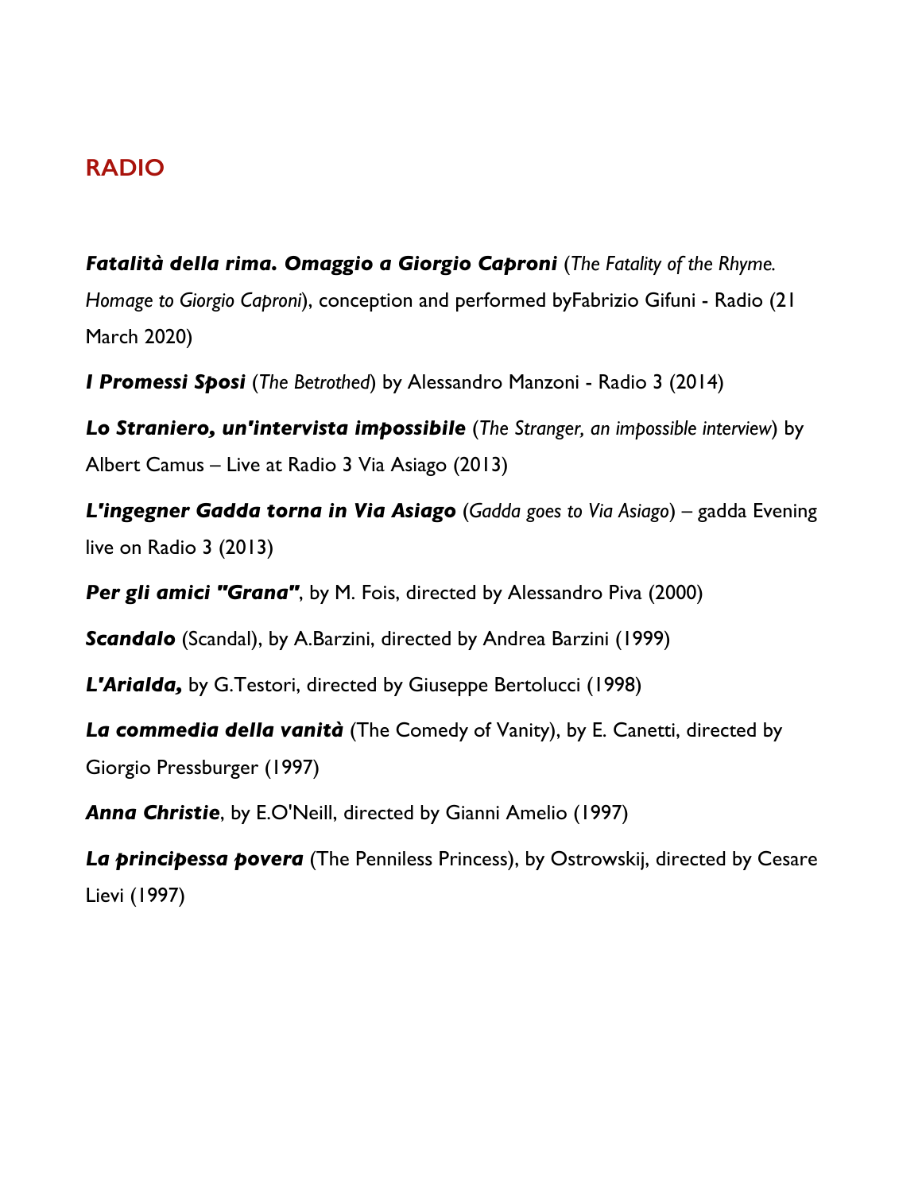## RADIO

***Fatalità della rima. Omaggio a Giorgio Caproni*** (*The Fatality of the Rhyme. Homage to Giorgio Caproni*), conception and performed byFabrizio Gifuni - Radio (21 March 2020)

***I Promessi Sposi*** (*The Betrothed*) by Alessandro Manzoni - Radio 3 (2014)

***Lo Straniero, un'intervista impossibile*** (*The Stranger, an impossible interview*) by Albert Camus – Live at Radio 3 Via Asiago (2013)

***L'ingegner Gadda torna in Via Asiago*** (*Gadda goes to Via Asiago*) – gadda Evening live on Radio 3 (2013)

***Per gli amici "Grana"***, by M. Fois, directed by Alessandro Piva (2000)

***Scandalo*** (Scandal), by A.Barzini, directed by Andrea Barzini (1999)

***L'Arialda,*** by G.Testori, directed by Giuseppe Bertolucci (1998)

***La commedia della vanità*** (The Comedy of Vanity), by E. Canetti, directed by Giorgio Pressburger (1997)

***Anna Christie***, by E.O'Neill, directed by Gianni Amelio (1997)

***La principessa povera*** (The Penniless Princess), by Ostrowskij, directed by Cesare Lievi (1997)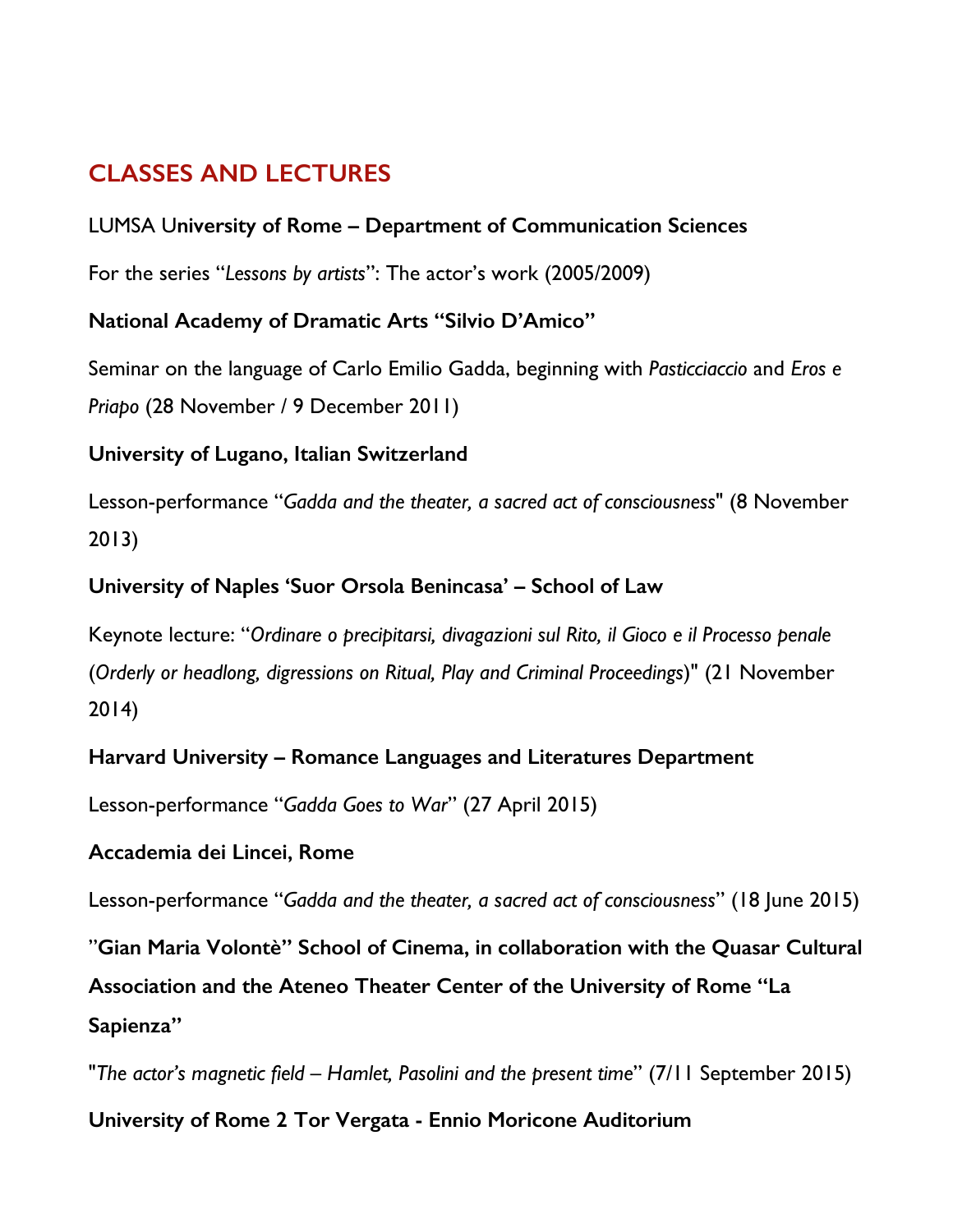## CLASSES AND LECTURES

LUMSA **University of Rome – Department of Communication Sciences**

For the series "*Lessons by artists*": The actor's work (2005/2009)

**National Academy of Dramatic Arts "Silvio D'Amico"**

Seminar on the language of Carlo Emilio Gadda, beginning with *Pasticciaccio* and *Eros e Priapo* (28 November / 9 December 2011)

**University of Lugano, Italian Switzerland**

Lesson-performance "*Gadda and the theater, a sacred act of consciousness*" (8 November 2013)

**University of Naples 'Suor Orsola Benincasa' – School of Law**

Keynote lecture: "*Ordinare o precipitarsi, divagazioni sul Rito, il Gioco e il Processo penale* (*Orderly or headlong, digressions on Ritual, Play and Criminal Proceedings*)" (21 November 2014)

**Harvard University – Romance Languages and Literatures Department**

Lesson-performance "*Gadda Goes to War*" (27 April 2015)

**Accademia dei Lincei, Rome**

Lesson-performance "*Gadda and the theater, a sacred act of consciousness*" (18 June 2015)

**"Gian Maria Volontè" School of Cinema, in collaboration with the Quasar Cultural Association and the Ateneo Theater Center of the University of Rome "La Sapienza"**

"*The actor's magnetic field – Hamlet, Pasolini and the present time*" (7/11 September 2015)

**University of Rome 2 Tor Vergata - Ennio Moricone Auditorium**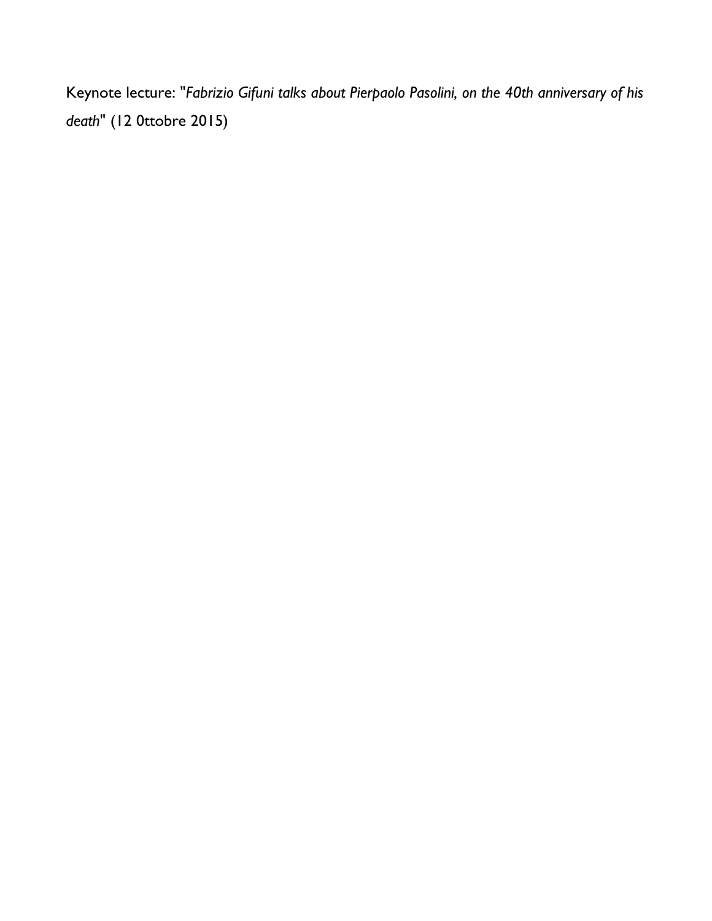Keynote lecture: "*Fabrizio Gifuni talks about Pierpaolo Pasolini, on the 40th anniversary of his death*" (12 0ttobre 2015)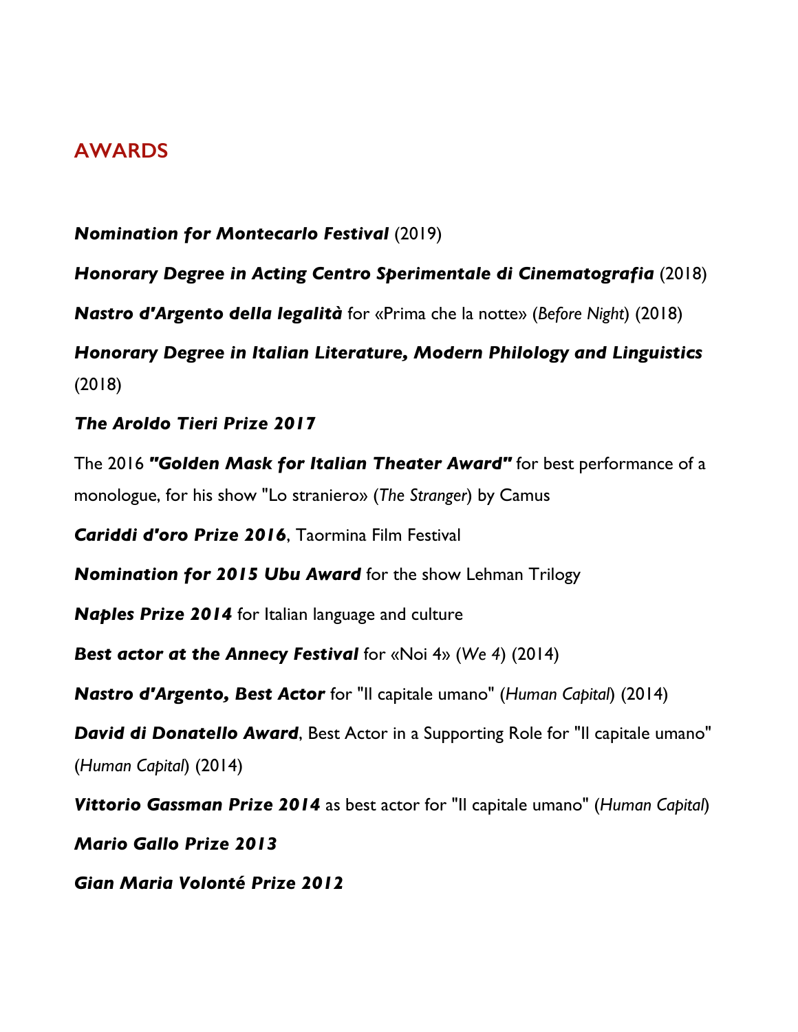## AWARDS

***Nomination for Montecarlo Festival*** (2019)

***Honorary Degree in Acting Centro Sperimentale di Cinematografia*** (2018)

***Nastro d'Argento della legalità*** for «Prima che la notte» (*Before Night*) (2018)

***Honorary Degree in Italian Literature, Modern Philology and Linguistics*** (2018)

***The Aroldo Tieri Prize 2017***

The 2016 ***"Golden Mask for Italian Theater Award"*** for best performance of a monologue, for his show "Lo straniero» (*The Stranger*) by Camus

***Cariddi d'oro Prize 2016***, Taormina Film Festival

***Nomination for 2015 Ubu Award*** for the show Lehman Trilogy

***Naples Prize 2014*** for Italian language and culture

***Best actor at the Annecy Festival*** for «Noi 4» (*We 4*) (2014)

***Nastro d'Argento, Best Actor*** for "Il capitale umano" (*Human Capital*) (2014)

***David di Donatello Award***, Best Actor in a Supporting Role for "Il capitale umano" (*Human Capital*) (2014)

***Vittorio Gassman Prize 2014*** as best actor for "Il capitale umano" (*Human Capital*)

***Mario Gallo Prize 2013***

***Gian Maria Volonté Prize 2012***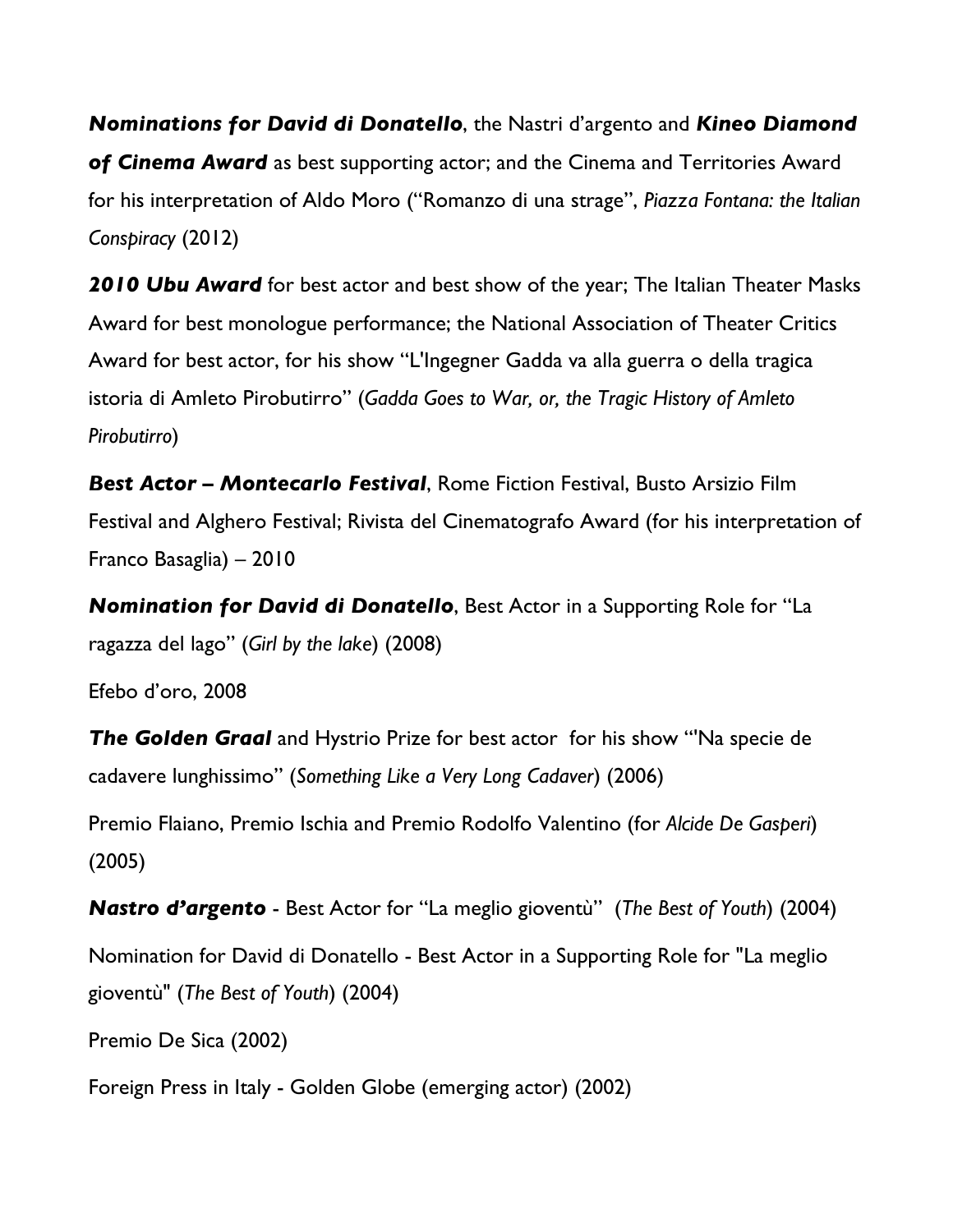***Nominations for David di Donatello***, the Nastri d'argento and ***Kineo Diamond of Cinema Award*** as best supporting actor; and the Cinema and Territories Award for his interpretation of Aldo Moro ("Romanzo di una strage", *Piazza Fontana: the Italian Conspiracy* (2012)

***2010 Ubu Award*** for best actor and best show of the year; The Italian Theater Masks Award for best monologue performance; the National Association of Theater Critics Award for best actor, for his show "L'Ingegner Gadda va alla guerra o della tragica istoria di Amleto Pirobutirro" (*Gadda Goes to War, or, the Tragic History of Amleto Pirobutirro*)

***Best Actor – Montecarlo Festival***, Rome Fiction Festival, Busto Arsizio Film Festival and Alghero Festival; Rivista del Cinematografo Award (for his interpretation of Franco Basaglia) – 2010

***Nomination for David di Donatello***, Best Actor in a Supporting Role for "La ragazza del lago" (*Girl by the lake*) (2008)

Efebo d'oro, 2008

***The Golden Graal*** and Hystrio Prize for best actor for his show "'Na specie de cadavere lunghissimo" (*Something Like a Very Long Cadaver*) (2006)

Premio Flaiano, Premio Ischia and Premio Rodolfo Valentino (for *Alcide De Gasperi*) (2005)

***Nastro d'argento*** - Best Actor for "La meglio gioventù" (*The Best of Youth*) (2004)

Nomination for David di Donatello - Best Actor in a Supporting Role for "La meglio gioventù" (*The Best of Youth*) (2004)

Premio De Sica (2002)

Foreign Press in Italy - Golden Globe (emerging actor) (2002)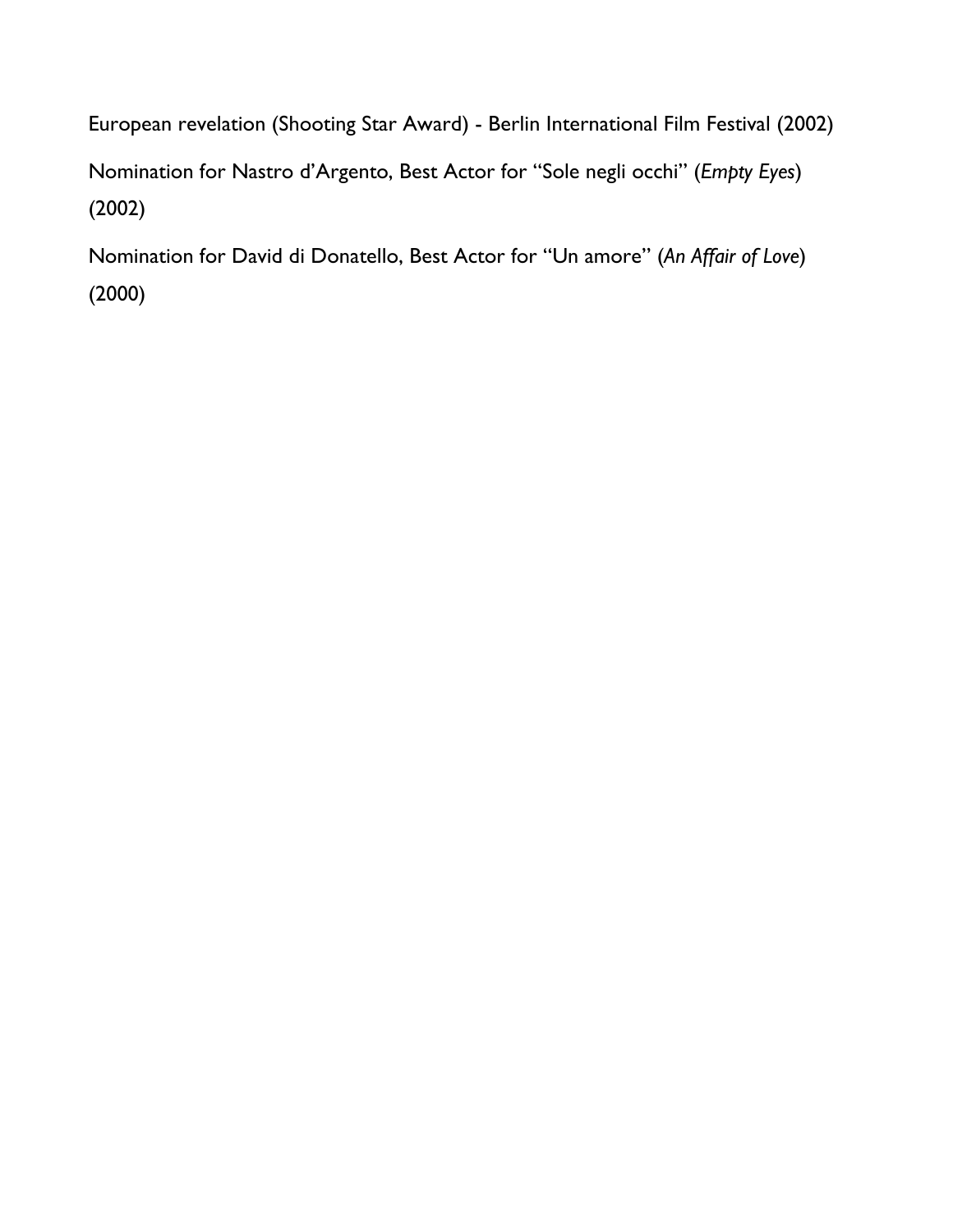European revelation (Shooting Star Award) - Berlin International Film Festival (2002)

Nomination for Nastro d'Argento, Best Actor for "Sole negli occhi" (*Empty Eyes*) (2002)

Nomination for David di Donatello, Best Actor for "Un amore" (*An Affair of Love*) (2000)